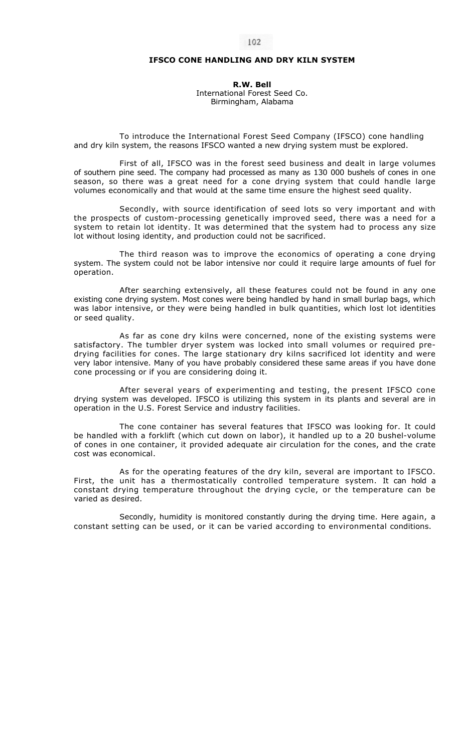# IFSCO CONE HANDLING AND DRY KILN SYSTEM

**R.W. Bell**
International Forest Seed Co.
Birmingham, Alabama

To introduce the International Forest Seed Company (IFSCO) cone handling and dry kiln system, the reasons IFSCO wanted a new drying system must be explored.

First of all, IFSCO was in the forest seed business and dealt in large volumes of southern pine seed. The company had processed as many as 130 000 bushels of cones in one season, so there was a great need for a cone drying system that could handle large volumes economically and that would at the same time ensure the highest seed quality.

Secondly, with source identification of seed lots so very important and with the prospects of custom-processing genetically improved seed, there was a need for a system to retain lot identity. It was determined that the system had to process any size lot without losing identity, and production could not be sacrificed.

The third reason was to improve the economics of operating a cone drying system. The system could not be labor intensive nor could it require large amounts of fuel for operation.

After searching extensively, all these features could not be found in any one existing cone drying system. Most cones were being handled by hand in small burlap bags, which was labor intensive, or they were being handled in bulk quantities, which lost lot identities or seed quality.

As far as cone dry kilns were concerned, none of the existing systems were satisfactory. The tumbler dryer system was locked into small volumes or required pre-drying facilities for cones. The large stationary dry kilns sacrificed lot identity and were very labor intensive. Many of you have probably considered these same areas if you have done cone processing or if you are considering doing it.

After several years of experimenting and testing, the present IFSCO cone drying system was developed. IFSCO is utilizing this system in its plants and several are in operation in the U.S. Forest Service and industry facilities.

The cone container has several features that IFSCO was looking for. It could be handled with a forklift (which cut down on labor), it handled up to a 20 bushel-volume of cones in one container, it provided adequate air circulation for the cones, and the crate cost was economical.

As for the operating features of the dry kiln, several are important to IFSCO. First, the unit has a thermostatically controlled temperature system. It can hold a constant drying temperature throughout the drying cycle, or the temperature can be varied as desired.

Secondly, humidity is monitored constantly during the drying time. Here again, a constant setting can be used, or it can be varied according to environmental conditions.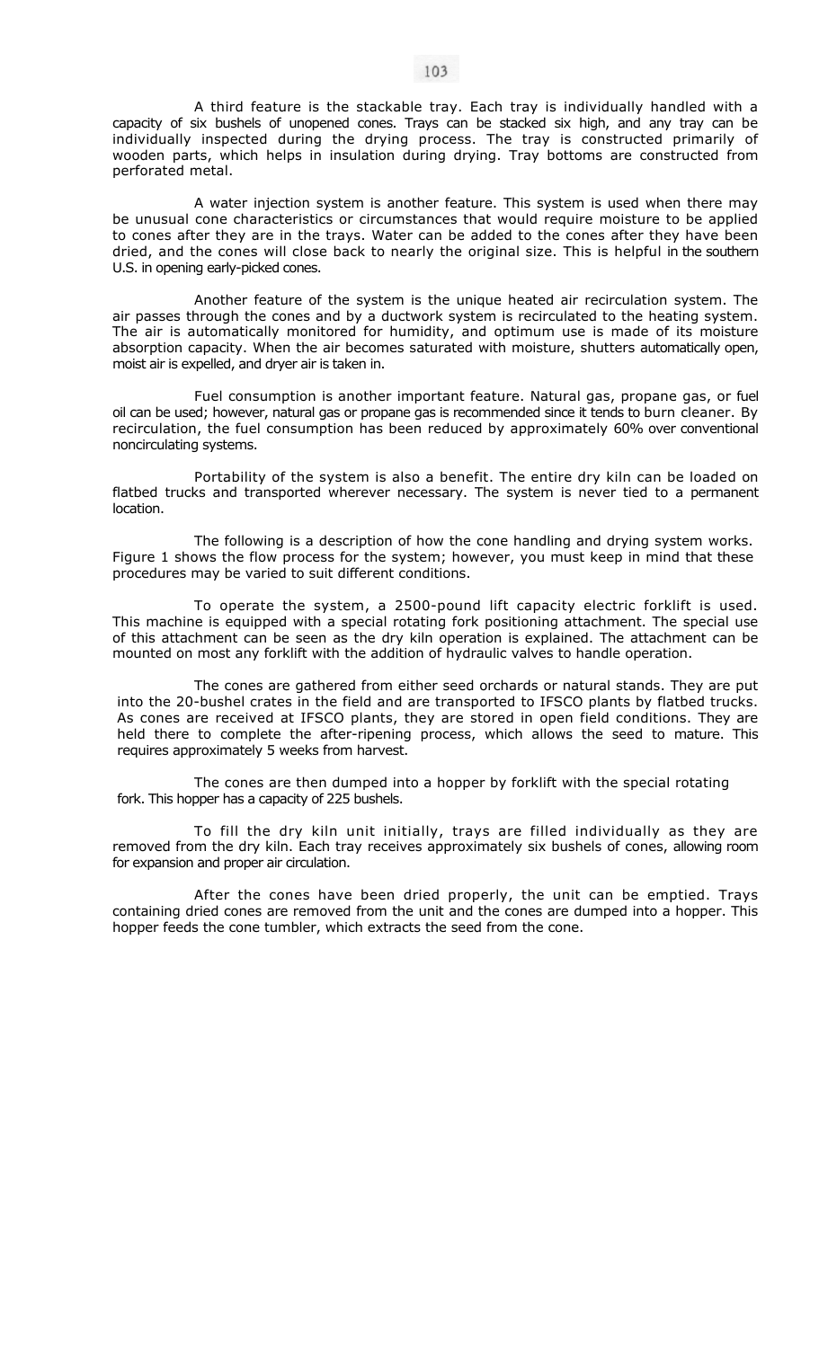A third feature is the stackable tray. Each tray is individually handled with a capacity of six bushels of unopened cones. Trays can be stacked six high, and any tray can be individually inspected during the drying process. The tray is constructed primarily of wooden parts, which helps in insulation during drying. Tray bottoms are constructed from perforated metal.

A water injection system is another feature. This system is used when there may be unusual cone characteristics or circumstances that would require moisture to be applied to cones after they are in the trays. Water can be added to the cones after they have been dried, and the cones will close back to nearly the original size. This is helpful in the southern U.S. in opening early-picked cones.

Another feature of the system is the unique heated air recirculation system. The air passes through the cones and by a ductwork system is recirculated to the heating system. The air is automatically monitored for humidity, and optimum use is made of its moisture absorption capacity. When the air becomes saturated with moisture, shutters automatically open, moist air is expelled, and dryer air is taken in.

Fuel consumption is another important feature. Natural gas, propane gas, or fuel oil can be used; however, natural gas or propane gas is recommended since it tends to burn cleaner. By recirculation, the fuel consumption has been reduced by approximately 60% over conventional noncirculating systems.

Portability of the system is also a benefit. The entire dry kiln can be loaded on flatbed trucks and transported wherever necessary. The system is never tied to a permanent location.

The following is a description of how the cone handling and drying system works. Figure 1 shows the flow process for the system; however, you must keep in mind that these procedures may be varied to suit different conditions.

To operate the system, a 2500-pound lift capacity electric forklift is used. This machine is equipped with a special rotating fork positioning attachment. The special use of this attachment can be seen as the dry kiln operation is explained. The attachment can be mounted on most any forklift with the addition of hydraulic valves to handle operation.

The cones are gathered from either seed orchards or natural stands. They are put into the 20-bushel crates in the field and are transported to IFSCO plants by flatbed trucks. As cones are received at IFSCO plants, they are stored in open field conditions. They are held there to complete the after-ripening process, which allows the seed to mature. This requires approximately 5 weeks from harvest.

The cones are then dumped into a hopper by forklift with the special rotating fork. This hopper has a capacity of 225 bushels.

To fill the dry kiln unit initially, trays are filled individually as they are removed from the dry kiln. Each tray receives approximately six bushels of cones, allowing room for expansion and proper air circulation.

After the cones have been dried properly, the unit can be emptied. Trays containing dried cones are removed from the unit and the cones are dumped into a hopper. This hopper feeds the cone tumbler, which extracts the seed from the cone.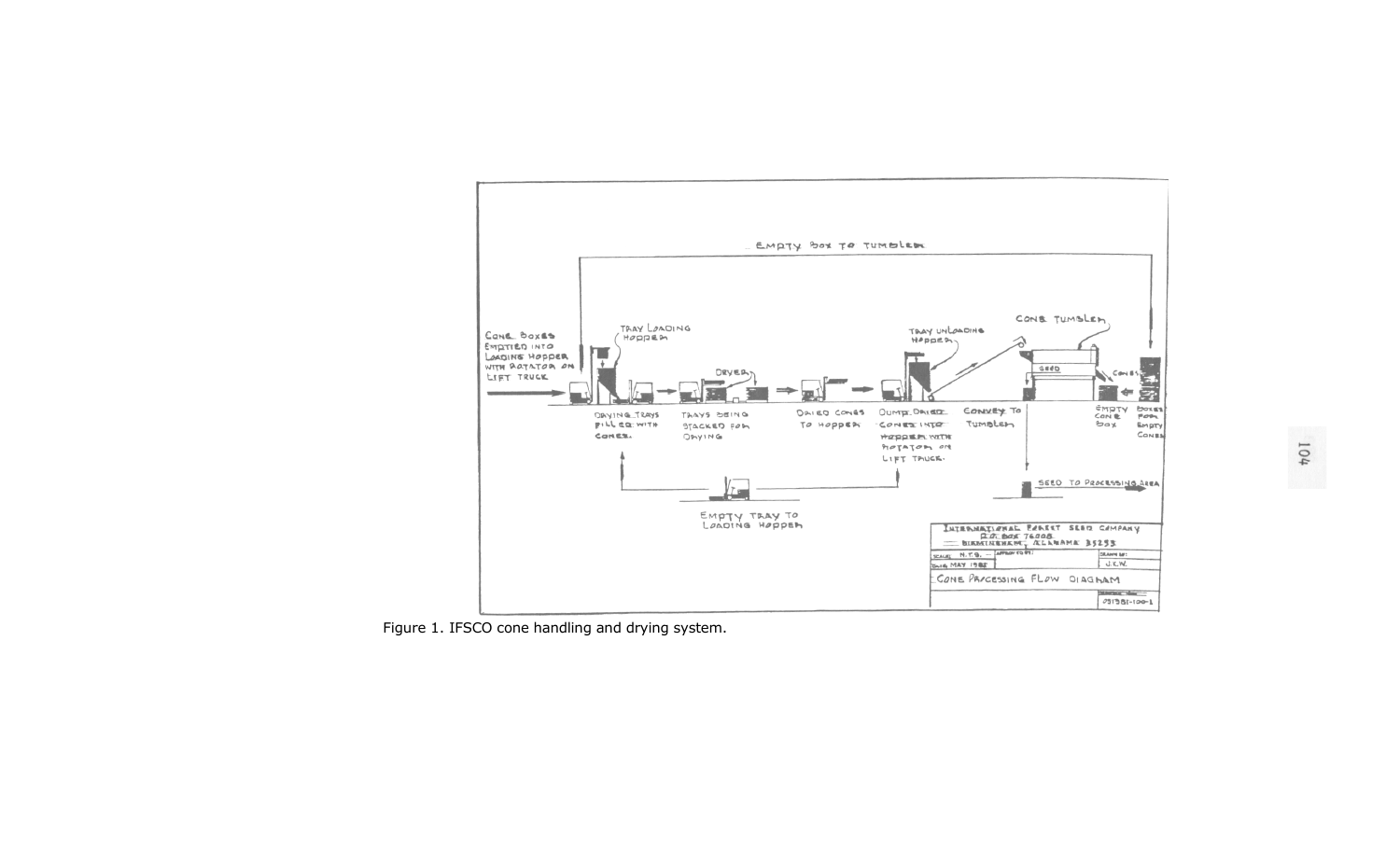Figure 1. IFSCO cone handling and drying system.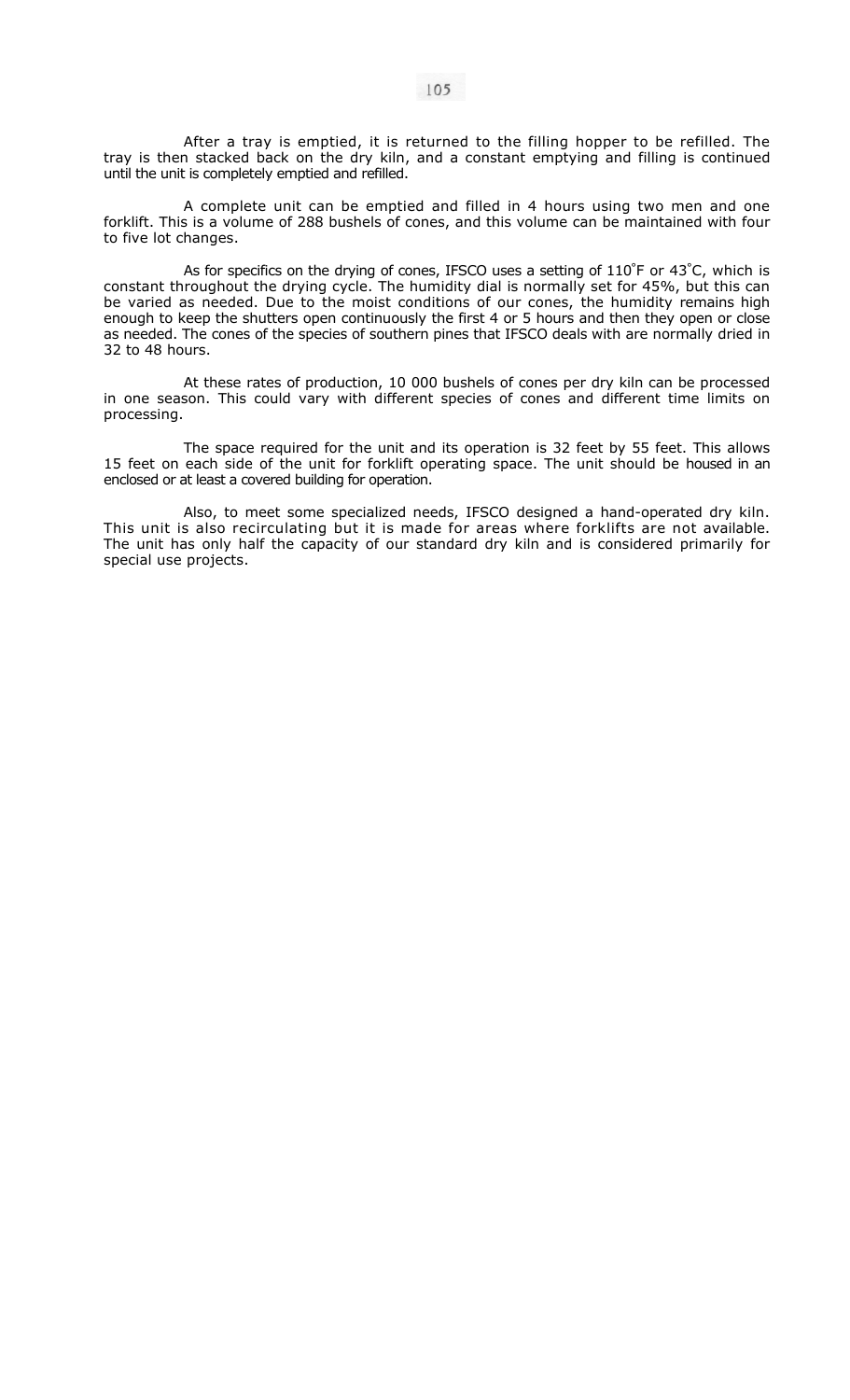After a tray is emptied, it is returned to the filling hopper to be refilled. The tray is then stacked back on the dry kiln, and a constant emptying and filling is continued until the unit is completely emptied and refilled.

A complete unit can be emptied and filled in 4 hours using two men and one forklift. This is a volume of 288 bushels of cones, and this volume can be maintained with four to five lot changes.

As for specifics on the drying of cones, IFSCO uses a setting of 110°F or 43°C, which is constant throughout the drying cycle. The humidity dial is normally set for 45%, but this can be varied as needed. Due to the moist conditions of our cones, the humidity remains high enough to keep the shutters open continuously the first 4 or 5 hours and then they open or close as needed. The cones of the species of southern pines that IFSCO deals with are normally dried in 32 to 48 hours.

At these rates of production, 10 000 bushels of cones per dry kiln can be processed in one season. This could vary with different species of cones and different time limits on processing.

The space required for the unit and its operation is 32 feet by 55 feet. This allows 15 feet on each side of the unit for forklift operating space. The unit should be housed in an enclosed or at least a covered building for operation.

Also, to meet some specialized needs, IFSCO designed a hand-operated dry kiln. This unit is also recirculating but it is made for areas where forklifts are not available. The unit has only half the capacity of our standard dry kiln and is considered primarily for special use projects.